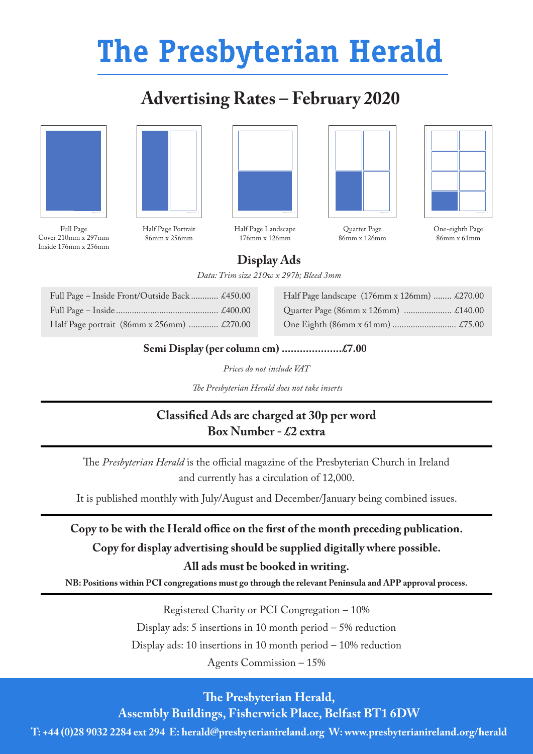# The Presbyterian Herald

## Advertising Rates – February 2020

Full Page
Cover 210mm x 297mm
Inside 176mm x 256mm

Half Page Portrait
86mm x 256mm

Half Page Landscape
176mm x 126mm

Quarter Page
86mm x 126mm

One-eighth Page
86mm x 61mm

### Display Ads

*Data: Trim size 210w x 297h; Bleed 3mm*

| Ad | Price |
|---|---|
| Full Page – Inside Front/Outside Back | £450.00 |
| Full Page – Inside | £400.00 |
| Half Page portrait (86mm x 256mm) | £270.00 |
| Half Page landscape (176mm x 126mm) | £270.00 |
| Quarter Page (86mm x 126mm) | £140.00 |
| One Eighth (86mm x 61mm) | £75.00 |

**Semi Display (per column cm) ....................£7.00**

*Prices do not include VAT*

*The Presbyterian Herald does not take inserts*

**Classified Ads are charged at 30p per word**
**Box Number - £2 extra**

The *Presbyterian Herald* is the official magazine of the Presbyterian Church in Ireland and currently has a circulation of 12,000.

It is published monthly with July/August and December/January being combined issues.

**Copy to be with the Herald office on the first of the month preceding publication.**

**Copy for display advertising should be supplied digitally where possible.**

**All ads must be booked in writing.**

**NB: Positions within PCI congregations must go through the relevant Peninsula and APP approval process.**

Registered Charity or PCI Congregation – 10%

Display ads: 5 insertions in 10 month period – 5% reduction

Display ads: 10 insertions in 10 month period – 10% reduction

Agents Commission – 15%

**The Presbyterian Herald,**
**Assembly Buildings, Fisherwick Place, Belfast BT1 6DW**
**T: +44 (0)28 9032 2284 ext 294 E: herald@presbyterianireland.org W: www.presbyterianireland.org/herald**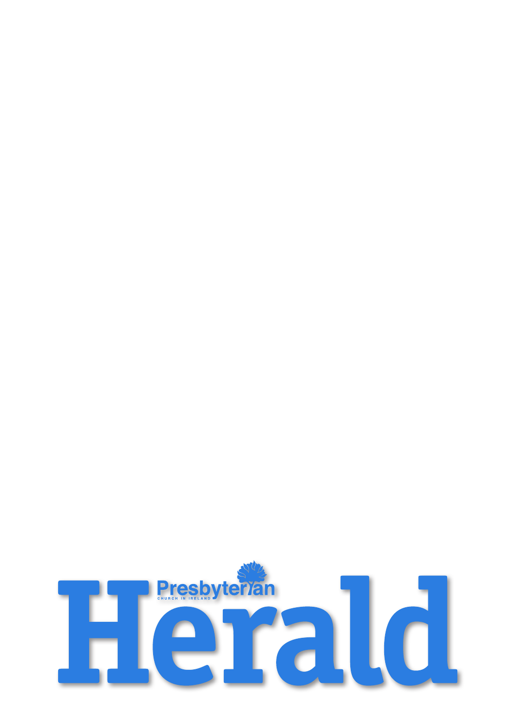Presbyterian
CHURCH IN IRELAND

Herald